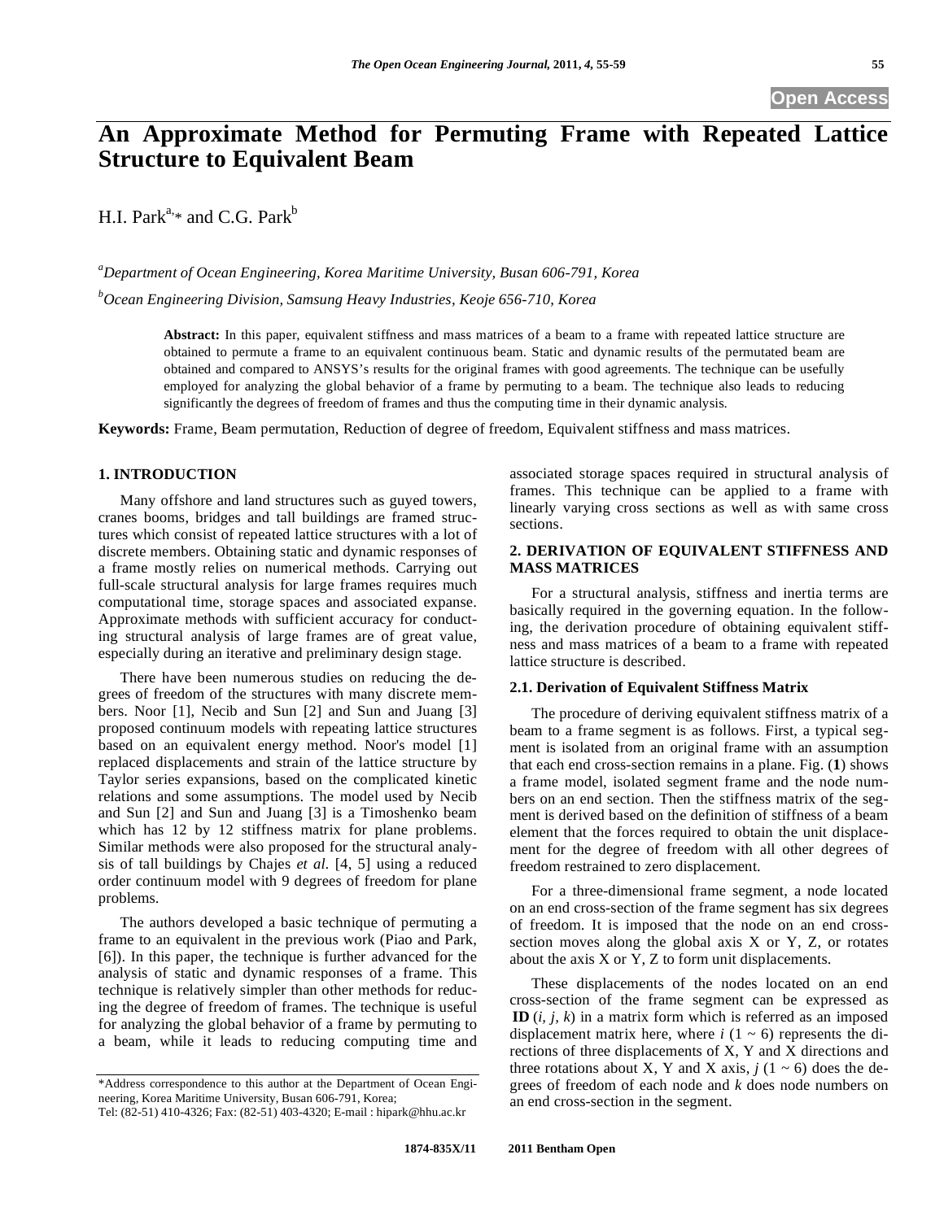Open Access

# An Approximate Method for Permuting Frame with Repeated Lattice Structure to Equivalent Beam

H.I. Park[a,*] and C.G. Park[b]

[a]*Department of Ocean Engineering, Korea Maritime University, Busan 606-791, Korea*

[b]*Ocean Engineering Division, Samsung Heavy Industries, Keoje 656-710, Korea*

**Abstract:** In this paper, equivalent stiffness and mass matrices of a beam to a frame with repeated lattice structure are obtained to permute a frame to an equivalent continuous beam. Static and dynamic results of the permutated beam are obtained and compared to ANSYS's results for the original frames with good agreements. The technique can be usefully employed for analyzing the global behavior of a frame by permuting to a beam. The technique also leads to reducing significantly the degrees of freedom of frames and thus the computing time in their dynamic analysis.

**Keywords:** Frame, Beam permutation, Reduction of degree of freedom, Equivalent stiffness and mass matrices.

## 1. INTRODUCTION

Many offshore and land structures such as guyed towers, cranes booms, bridges and tall buildings are framed structures which consist of repeated lattice structures with a lot of discrete members. Obtaining static and dynamic responses of a frame mostly relies on numerical methods. Carrying out full-scale structural analysis for large frames requires much computational time, storage spaces and associated expanse. Approximate methods with sufficient accuracy for conducting structural analysis of large frames are of great value, especially during an iterative and preliminary design stage.

There have been numerous studies on reducing the degrees of freedom of the structures with many discrete members. Noor [1], Necib and Sun [2] and Sun and Juang [3] proposed continuum models with repeating lattice structures based on an equivalent energy method. Noor's model [1] replaced displacements and strain of the lattice structure by Taylor series expansions, based on the complicated kinetic relations and some assumptions. The model used by Necib and Sun [2] and Sun and Juang [3] is a Timoshenko beam which has 12 by 12 stiffness matrix for plane problems. Similar methods were also proposed for the structural analysis of tall buildings by Chajes *et al*. [4, 5] using a reduced order continuum model with 9 degrees of freedom for plane problems.

The authors developed a basic technique of permuting a frame to an equivalent in the previous work (Piao and Park, [6]). In this paper, the technique is further advanced for the analysis of static and dynamic responses of a frame. This technique is relatively simpler than other methods for reducing the degree of freedom of frames. The technique is useful for analyzing the global behavior of a frame by permuting to a beam, while it leads to reducing computing time and associated storage spaces required in structural analysis of frames. This technique can be applied to a frame with linearly varying cross sections as well as with same cross sections.

## 2. DERIVATION OF EQUIVALENT STIFFNESS AND MASS MATRICES

For a structural analysis, stiffness and inertia terms are basically required in the governing equation. In the following, the derivation procedure of obtaining equivalent stiffness and mass matrices of a beam to a frame with repeated lattice structure is described.

### 2.1. Derivation of Equivalent Stiffness Matrix

The procedure of deriving equivalent stiffness matrix of a beam to a frame segment is as follows. First, a typical segment is isolated from an original frame with an assumption that each end cross-section remains in a plane. Fig. (**1**) shows a frame model, isolated segment frame and the node numbers on an end section. Then the stiffness matrix of the segment is derived based on the definition of stiffness of a beam element that the forces required to obtain the unit displacement for the degree of freedom with all other degrees of freedom restrained to zero displacement.

For a three-dimensional frame segment, a node located on an end cross-section of the frame segment has six degrees of freedom. It is imposed that the node on an end cross-section moves along the global axis X or Y, Z, or rotates about the axis X or Y, Z to form unit displacements.

These displacements of the nodes located on an end cross-section of the frame segment can be expressed as **ID** ($i$, $j$, $k$) in a matrix form which is referred as an imposed displacement matrix here, where $i$ ($1 \sim 6$) represents the directions of three displacements of X, Y and X directions and three rotations about X, Y and X axis, $j$ ($1 \sim 6$) does the degrees of freedom of each node and $k$ does node numbers on an end cross-section in the segment.

---

*Address correspondence to this author at the Department of Ocean Engineering, Korea Maritime University, Busan 606-791, Korea; Tel: (82-51) 410-4326; Fax: (82-51) 403-4320; E-mail : hipark@hhu.ac.kr

1874-835X/11 2011 Bentham Open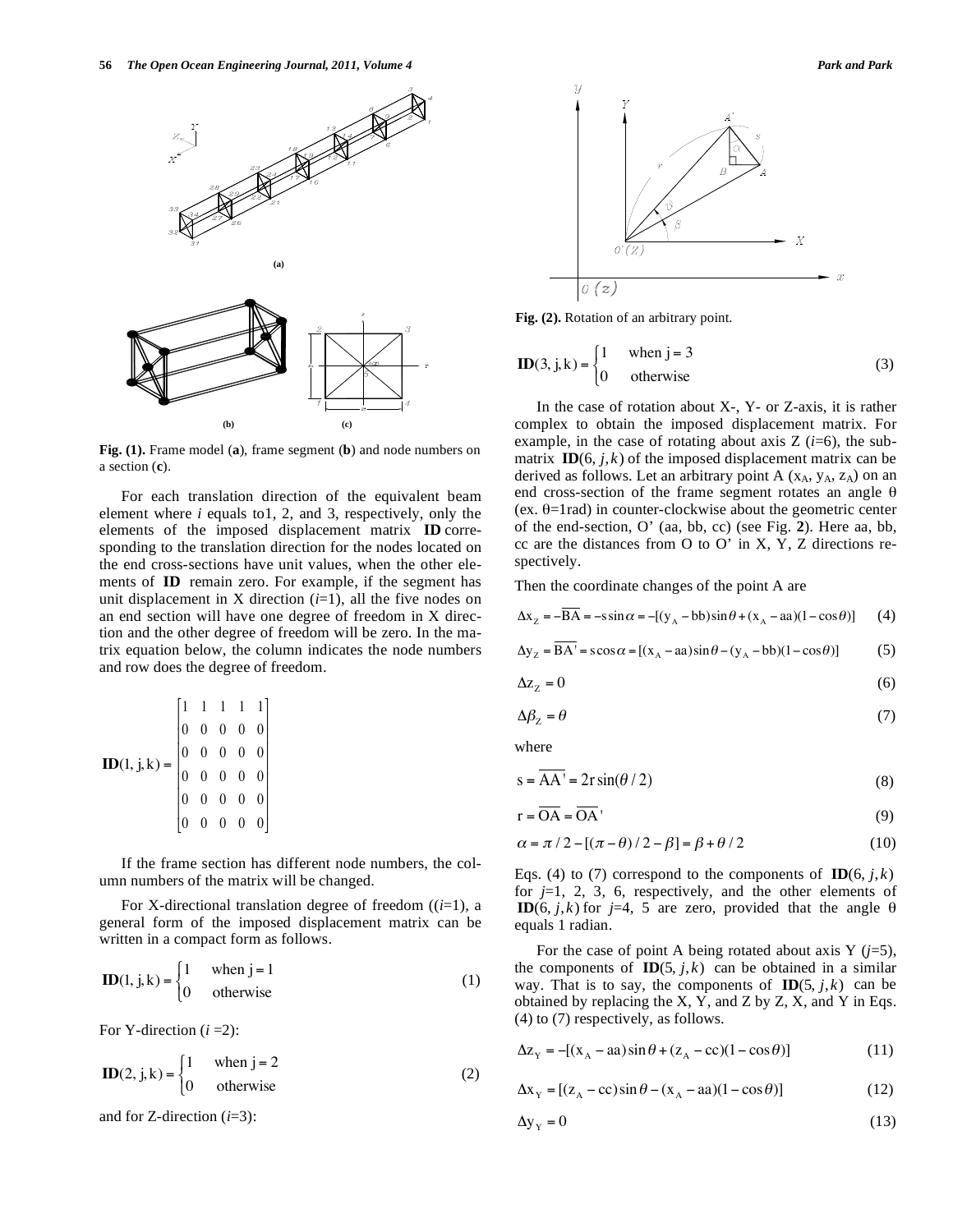Fig. (1). Frame model (**a**), frame segment (**b**) and node numbers on a section (**c**).

For each translation direction of the equivalent beam element where $i$ equals to1, 2, and 3, respectively, only the elements of the imposed displacement matrix **ID** corresponding to the translation direction for the nodes located on the end cross-sections have unit values, when the other elements of **ID** remain zero. For example, if the segment has unit displacement in X direction ($i$=1), all the five nodes on an end section will have one degree of freedom in X direction and the other degree of freedom will be zero. In the matrix equation below, the column indicates the node numbers and row does the degree of freedom.

$$\mathbf{ID}(1, \mathrm{j}, \mathrm{k}) = \begin{bmatrix} 1 & 1 & 1 & 1 & 1 \\ 0 & 0 & 0 & 0 & 0 \\ 0 & 0 & 0 & 0 & 0 \\ 0 & 0 & 0 & 0 & 0 \\ 0 & 0 & 0 & 0 & 0 \\ 0 & 0 & 0 & 0 & 0 \end{bmatrix}$$

If the frame section has different node numbers, the column numbers of the matrix will be changed.

For X-directional translation degree of freedom (($i$=1), a general form of the imposed displacement matrix can be written in a compact form as follows.

$$\mathbf{ID}(1, \mathrm{j}, \mathrm{k}) = \begin{cases} 1 & \text{when j} = 1 \\ 0 & \text{otherwise} \end{cases} \tag{1}$$

For Y-direction ($i$ =2):

$$\mathbf{ID}(2, \mathrm{j}, \mathrm{k}) = \begin{cases} 1 & \text{when j} = 2 \\ 0 & \text{otherwise} \end{cases} \tag{2}$$

and for Z-direction ($i$=3):

Fig. (2). Rotation of an arbitrary point.

$$\mathbf{ID}(3, \mathrm{j}, \mathrm{k}) = \begin{cases} 1 & \text{when j} = 3 \\ 0 & \text{otherwise} \end{cases} \tag{3}$$

In the case of rotation about X-, Y- or Z-axis, it is rather complex to obtain the imposed displacement matrix. For example, in the case of rotating about axis Z ($i$=6), the submatrix $\mathbf{ID}(6, j, k)$ of the imposed displacement matrix can be derived as follows. Let an arbitrary point A ($x_A$, $y_A$, $z_A$) on an end cross-section of the frame segment rotates an angle $\theta$ (ex. $\theta$=1rad) in counter-clockwise about the geometric center of the end-section, O' (aa, bb, cc) (see Fig. **2**). Here aa, bb, cc are the distances from O to O' in X, Y, Z directions respectively.

Then the coordinate changes of the point A are

$$\Delta x_Z = -\overline{BA} = -s\sin\alpha = -[(y_A - bb)\sin\theta + (x_A - aa)(1-\cos\theta)] \tag{4}$$

$$\Delta y_Z = \overline{BA'} = s\cos\alpha = [(x_A - aa)\sin\theta - (y_A - bb)(1-\cos\theta)] \tag{5}$$

$$\Delta z_Z = 0 \tag{6}$$

$$\Delta\beta_Z = \theta \tag{7}$$

where

$$s = \overline{AA'} = 2r\sin(\theta/2) \tag{8}$$

$$r = \overline{OA} = \overline{OA}' \tag{9}$$

$$\alpha = \pi/2 - [(\pi-\theta)/2 - \beta] = \beta + \theta/2 \tag{10}$$

Eqs. (4) to (7) correspond to the components of $\mathbf{ID}(6, j, k)$ for $j$=1, 2, 3, 6, respectively, and the other elements of $\mathbf{ID}(6, j, k)$ for $j$=4, 5 are zero, provided that the angle $\theta$ equals 1 radian.

For the case of point A being rotated about axis Y ($j$=5), the components of $\mathbf{ID}(5, j, k)$ can be obtained in a similar way. That is to say, the components of $\mathbf{ID}(5, j, k)$ can be obtained by replacing the X, Y, and Z by Z, X, and Y in Eqs. (4) to (7) respectively, as follows.

$$\Delta z_Y = -[(x_A - aa)\sin\theta + (z_A - cc)(1-\cos\theta)] \tag{11}$$

$$\Delta x_Y = [(z_A - cc)\sin\theta - (x_A - aa)(1-\cos\theta)] \tag{12}$$

$$\Delta y_Y = 0 \tag{13}$$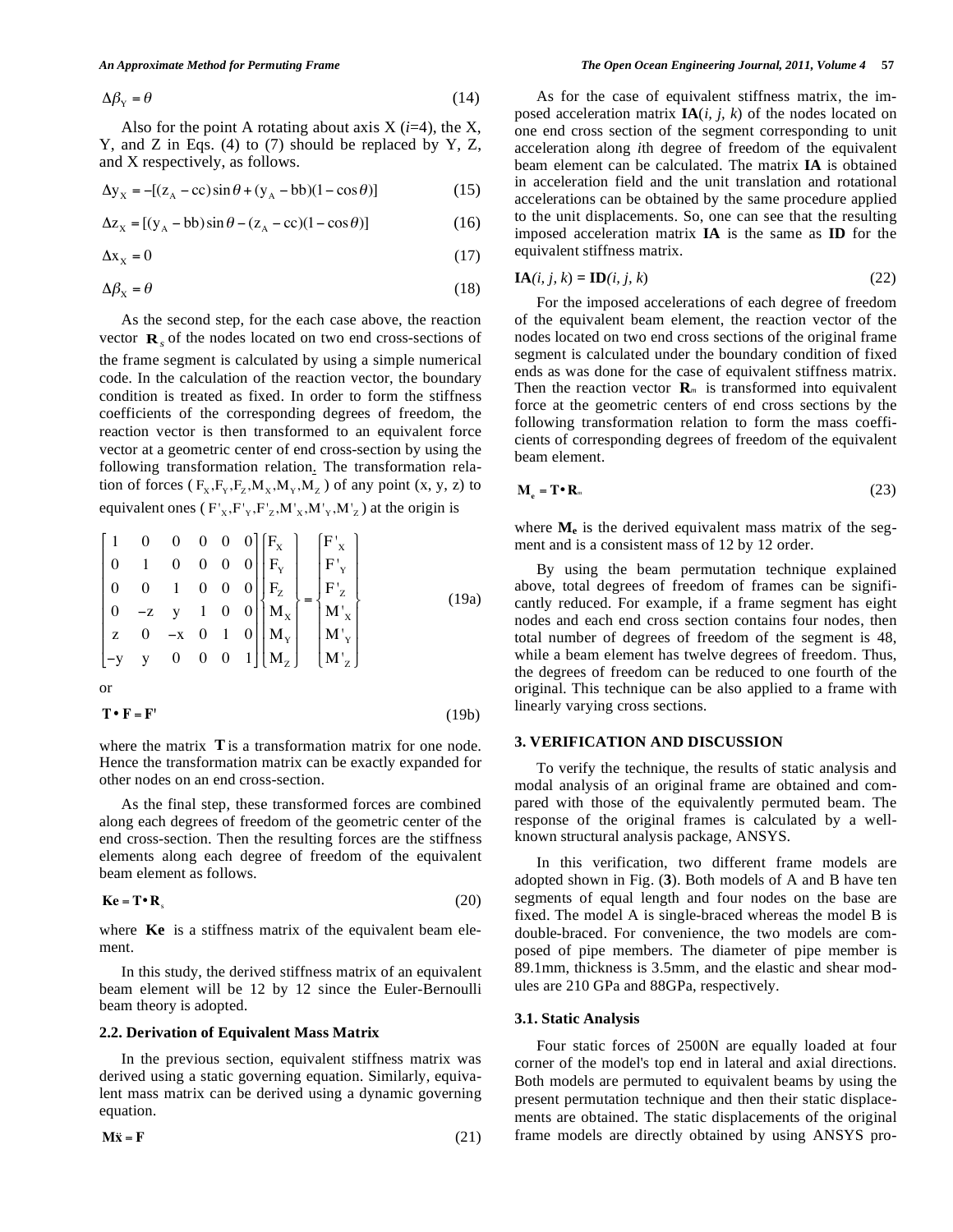$$\Delta\beta_Y = \theta \tag{14}$$

Also for the point A rotating about axis X ($i$=4), the X, Y, and Z in Eqs. (4) to (7) should be replaced by Y, Z, and X respectively, as follows.

$$\Delta y_X = -[(z_A - cc)\sin\theta + (y_A - bb)(1-\cos\theta)] \tag{15}$$

$$\Delta z_X = [(y_A - bb)\sin\theta - (z_A - cc)(1-\cos\theta)] \tag{16}$$

$$\Delta x_X = 0 \tag{17}$$

$$\Delta\beta_X = \theta \tag{18}$$

As the second step, for the each case above, the reaction vector $\mathbf{R}_s$ of the nodes located on two end cross-sections of the frame segment is calculated by using a simple numerical code. In the calculation of the reaction vector, the boundary condition is treated as fixed. In order to form the stiffness coefficients of the corresponding degrees of freedom, the reaction vector is then transformed to an equivalent force vector at a geometric center of end cross-section by using the following transformation relation. The transformation relation of forces ($F_X, F_Y, F_Z, M_X, M_Y, M_Z$) of any point (x, y, z) to equivalent ones ($F'_X, F'_Y, F'_Z, M'_X, M'_Y, M'_Z$) at the origin is

$$\begin{bmatrix} 1 & 0 & 0 & 0 & 0 & 0 \\ 0 & 1 & 0 & 0 & 0 & 0 \\ 0 & 0 & 1 & 0 & 0 & 0 \\ 0 & -z & y & 1 & 0 & 0 \\ z & 0 & -x & 0 & 1 & 0 \\ -y & y & 0 & 0 & 0 & 1 \end{bmatrix} \begin{Bmatrix} F_X \\ F_Y \\ F_Z \\ M_X \\ M_Y \\ M_Z \end{Bmatrix} = \begin{Bmatrix} F'_X \\ F'_Y \\ F'_Z \\ M'_X \\ M'_Y \\ M'_Z \end{Bmatrix} \tag{19a}$$

or

$$\mathbf{T} \bullet \mathbf{F} = \mathbf{F}' \tag{19b}$$

where the matrix $\mathbf{T}$ is a transformation matrix for one node. Hence the transformation matrix can be exactly expanded for other nodes on an end cross-section.

As the final step, these transformed forces are combined along each degrees of freedom of the geometric center of the end cross-section. Then the resulting forces are the stiffness elements along each degree of freedom of the equivalent beam element as follows.

$$\mathbf{Ke} = \mathbf{T} \bullet \mathbf{R}_s \tag{20}$$

where $\mathbf{Ke}$ is a stiffness matrix of the equivalent beam element.

In this study, the derived stiffness matrix of an equivalent beam element will be 12 by 12 since the Euler-Bernoulli beam theory is adopted.

### 2.2. Derivation of Equivalent Mass Matrix

In the previous section, equivalent stiffness matrix was derived using a static governing equation. Similarly, equivalent mass matrix can be derived using a dynamic governing equation.

$$\mathbf{M}\ddot{\mathbf{x}} = \mathbf{F} \tag{21}$$

As for the case of equivalent stiffness matrix, the imposed acceleration matrix $\mathbf{IA}(i, j, k)$ of the nodes located on one end cross section of the segment corresponding to unit acceleration along $i$th degree of freedom of the equivalent beam element can be calculated. The matrix **IA** is obtained in acceleration field and the unit translation and rotational accelerations can be obtained by the same procedure applied to the unit displacements. So, one can see that the resulting imposed acceleration matrix **IA** is the same as **ID** for the equivalent stiffness matrix.

$$\mathbf{IA}(i, j, k) = \mathbf{ID}(i, j, k) \tag{22}$$

For the imposed accelerations of each degree of freedom of the equivalent beam element, the reaction vector of the nodes located on two end cross sections of the original frame segment is calculated under the boundary condition of fixed ends as was done for the case of equivalent stiffness matrix. Then the reaction vector $\mathbf{R}_m$ is transformed into equivalent force at the geometric centers of end cross sections by the following transformation relation to form the mass coefficients of corresponding degrees of freedom of the equivalent beam element.

$$\mathbf{M_e} = \mathbf{T} \bullet \mathbf{R}_m \tag{23}$$

where $\mathbf{M_e}$ is the derived equivalent mass matrix of the segment and is a consistent mass of 12 by 12 order.

By using the beam permutation technique explained above, total degrees of freedom of frames can be significantly reduced. For example, if a frame segment has eight nodes and each end cross section contains four nodes, then total number of degrees of freedom of the segment is 48, while a beam element has twelve degrees of freedom. Thus, the degrees of freedom can be reduced to one fourth of the original. This technique can be also applied to a frame with linearly varying cross sections.

## 3. VERIFICATION AND DISCUSSION

To verify the technique, the results of static analysis and modal analysis of an original frame are obtained and compared with those of the equivalently permuted beam. The response of the original frames is calculated by a well-known structural analysis package, ANSYS.

In this verification, two different frame models are adopted shown in Fig. (**3**). Both models of A and B have ten segments of equal length and four nodes on the base are fixed. The model A is single-braced whereas the model B is double-braced. For convenience, the two models are composed of pipe members. The diameter of pipe member is 89.1mm, thickness is 3.5mm, and the elastic and shear modules are 210 GPa and 88GPa, respectively.

### 3.1. Static Analysis

Four static forces of 2500N are equally loaded at four corner of the model's top end in lateral and axial directions. Both models are permuted to equivalent beams by using the present permutation technique and then their static displacements are obtained. The static displacements of the original frame models are directly obtained by using ANSYS pro-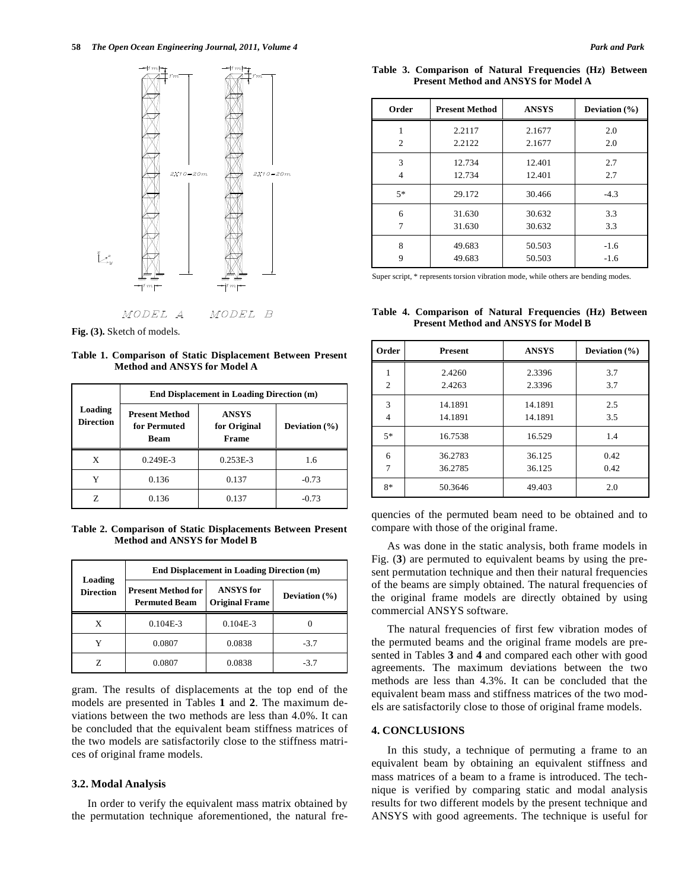Fig. (3). Sketch of models.

**Table 1. Comparison of Static Displacement Between Present Method and ANSYS for Model A**

| Loading Direction | End Displacement in Loading Direction (m) | | |
|---|---|---|---|
| | Present Method for Permuted Beam | ANSYS for Original Frame | Deviation (%) |
| X | 0.249E-3 | 0.253E-3 | 1.6 |
| Y | 0.136 | 0.137 | -0.73 |
| Z | 0.136 | 0.137 | -0.73 |

**Table 2. Comparison of Static Displacements Between Present Method and ANSYS for Model B**

| Loading Direction | End Displacement in Loading Direction (m) | | |
|---|---|---|---|
| | Present Method for Permuted Beam | ANSYS for Original Frame | Deviation (%) |
| X | 0.104E-3 | 0.104E-3 | 0 |
| Y | 0.0807 | 0.0838 | -3.7 |
| Z | 0.0807 | 0.0838 | -3.7 |

gram. The results of displacements at the top end of the models are presented in Tables **1** and **2**. The maximum deviations between the two methods are less than 4.0%. It can be concluded that the equivalent beam stiffness matrices of the two models are satisfactorily close to the stiffness matrices of original frame models.

### 3.2. Modal Analysis

In order to verify the equivalent mass matrix obtained by the permutation technique aforementioned, the natural frequencies of the permuted beam need to be obtained and to compare with those of the original frame.

**Table 3. Comparison of Natural Frequencies (Hz) Between Present Method and ANSYS for Model A**

| Order | Present Method | ANSYS | Deviation (%) |
|---|---|---|---|
| 1 | 2.2117 | 2.1677 | 2.0 |
| 2 | 2.2122 | 2.1677 | 2.0 |
| 3 | 12.734 | 12.401 | 2.7 |
| 4 | 12.734 | 12.401 | 2.7 |
| 5* | 29.172 | 30.466 | -4.3 |
| 6 | 31.630 | 30.632 | 3.3 |
| 7 | 31.630 | 30.632 | 3.3 |
| 8 | 49.683 | 50.503 | -1.6 |
| 9 | 49.683 | 50.503 | -1.6 |

Super script, * represents torsion vibration mode, while others are bending modes.

**Table 4. Comparison of Natural Frequencies (Hz) Between Present Method and ANSYS for Model B**

| Order | Present | ANSYS | Deviation (%) |
|---|---|---|---|
| 1 | 2.4260 | 2.3396 | 3.7 |
| 2 | 2.4263 | 2.3396 | 3.7 |
| 3 | 14.1891 | 14.1891 | 2.5 |
| 4 | 14.1891 | 14.1891 | 3.5 |
| 5* | 16.7538 | 16.529 | 1.4 |
| 6 | 36.2783 | 36.125 | 0.42 |
| 7 | 36.2785 | 36.125 | 0.42 |
| 8* | 50.3646 | 49.403 | 2.0 |

As was done in the static analysis, both frame models in Fig. (**3**) are permuted to equivalent beams by using the present permutation technique and then their natural frequencies of the beams are simply obtained. The natural frequencies of the original frame models are directly obtained by using commercial ANSYS software.

The natural frequencies of first few vibration modes of the permuted beams and the original frame models are presented in Tables **3** and **4** and compared each other with good agreements. The maximum deviations between the two methods are less than 4.3%. It can be concluded that the equivalent beam mass and stiffness matrices of the two models are satisfactorily close to those of original frame models.

## 4. CONCLUSIONS

In this study, a technique of permuting a frame to an equivalent beam by obtaining an equivalent stiffness and mass matrices of a beam to a frame is introduced. The technique is verified by comparing static and modal analysis results for two different models by the present technique and ANSYS with good agreements. The technique is useful for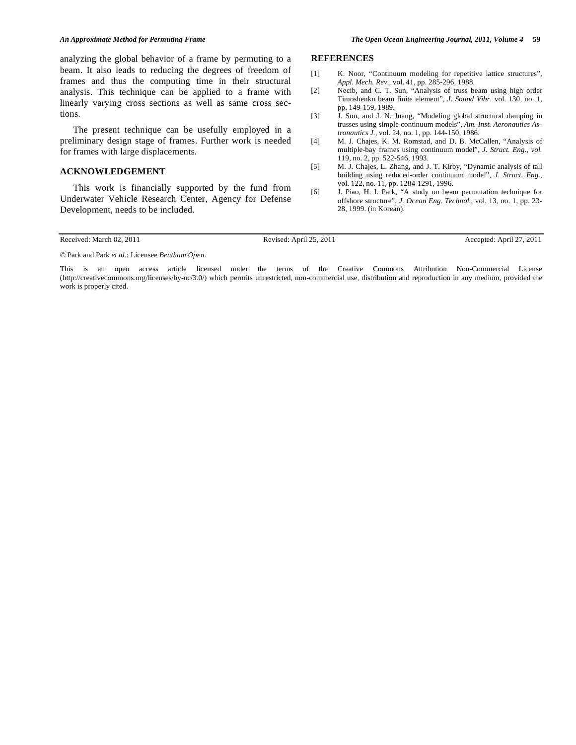analyzing the global behavior of a frame by permuting to a beam. It also leads to reducing the degrees of freedom of frames and thus the computing time in their structural analysis. This technique can be applied to a frame with linearly varying cross sections as well as same cross sections.

The present technique can be usefully employed in a preliminary design stage of frames. Further work is needed for frames with large displacements.

## ACKNOWLEDGEMENT

This work is financially supported by the fund from Underwater Vehicle Research Center, Agency for Defense Development, needs to be included.

## REFERENCES

[1] K. Noor, "Continuum modeling for repetitive lattice structures", *Appl. Mech. Rev.*, vol. 41, pp. 285-296, 1988.

[2] Necib, and C. T. Sun, "Analysis of truss beam using high order Timoshenko beam finite element", *J. Sound Vibr.* vol. 130, no. 1, pp. 149-159, 1989.

[3] J. Sun, and J. N. Juang, "Modeling global structural damping in trusses using simple continuum models", *Am. Inst. Aeronautics Astronautics J.*, vol. 24, no. 1, pp. 144-150, 1986.

[4] M. J. Chajes, K. M. Romstad, and D. B. McCallen, "Analysis of multiple-bay frames using continuum model", *J. Struct. Eng., vol.* 119, no. 2, pp. 522-546, 1993.

[5] M. J. Chajes, L. Zhang, and J. T. Kirby, "Dynamic analysis of tall building using reduced-order continuum model", *J. Struct. Eng.*, vol. 122, no. 11, pp. 1284-1291, 1996.

[6] J. Piao, H. I. Park, "A study on beam permutation technique for offshore structure", *J. Ocean Eng. Technol.*, vol. 13, no. 1, pp. 23-28, 1999. (in Korean).

Received: March 02, 2011 Revised: April 25, 2011 Accepted: April 27, 2011

© Park and Park *et al*.; Licensee *Bentham Open*.

This is an open access article licensed under the terms of the Creative Commons Attribution Non-Commercial License (http://creativecommons.org/licenses/by-nc/3.0/) which permits unrestricted, non-commercial use, distribution and reproduction in any medium, provided the work is properly cited.